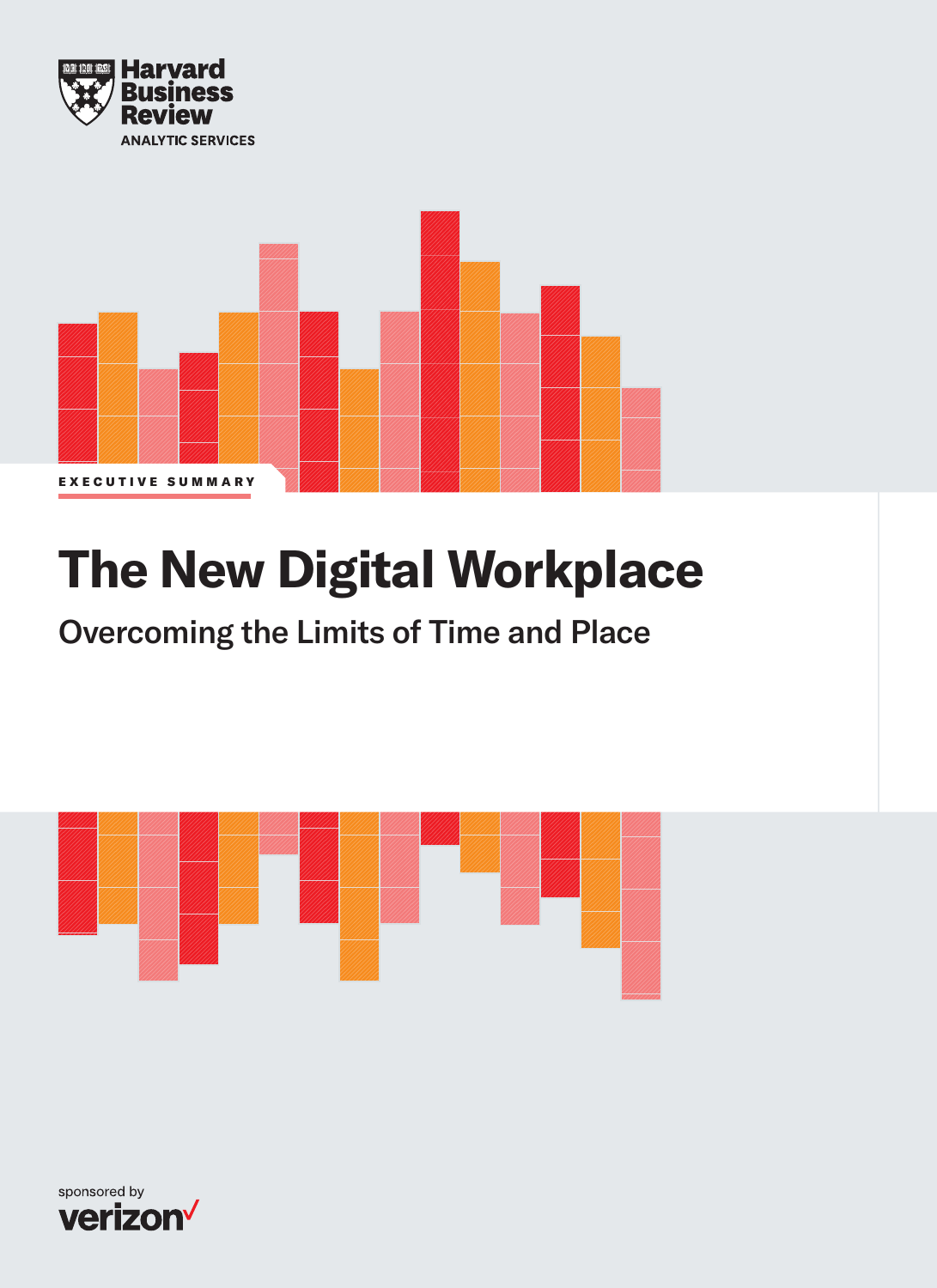Harvard Business Review

ANALYTIC SERVICES

EXECUTIVE SUMMARY

# The New Digital Workplace

## Overcoming the Limits of Time and Place

sponsored by

verizon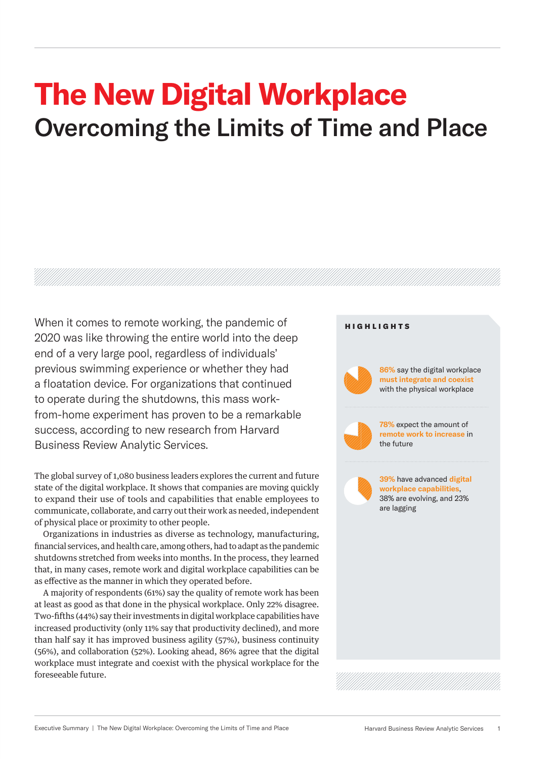# The New Digital Workplace

## Overcoming the Limits of Time and Place

When it comes to remote working, the pandemic of 2020 was like throwing the entire world into the deep end of a very large pool, regardless of individuals' previous swimming experience or whether they had a floatation device. For organizations that continued to operate during the shutdowns, this mass work-from-home experiment has proven to be a remarkable success, according to new research from Harvard Business Review Analytic Services.

The global survey of 1,080 business leaders explores the current and future state of the digital workplace. It shows that companies are moving quickly to expand their use of tools and capabilities that enable employees to communicate, collaborate, and carry out their work as needed, independent of physical place or proximity to other people.

Organizations in industries as diverse as technology, manufacturing, financial services, and health care, among others, had to adapt as the pandemic shutdowns stretched from weeks into months. In the process, they learned that, in many cases, remote work and digital workplace capabilities can be as effective as the manner in which they operated before.

A majority of respondents (61%) say the quality of remote work has been at least as good as that done in the physical workplace. Only 22% disagree. Two-fifths (44%) say their investments in digital workplace capabilities have increased productivity (only 11% say that productivity declined), and more than half say it has improved business agility (57%), business continuity (56%), and collaboration (52%). Looking ahead, 86% agree that the digital workplace must integrate and coexist with the physical workplace for the foreseeable future.

**HIGHLIGHTS**

**86%** say the digital workplace **must integrate and coexist** with the physical workplace

**78%** expect the amount of **remote work to increase** in the future

**39%** have advanced **digital workplace capabilities**, 38% are evolving, and 23% are lagging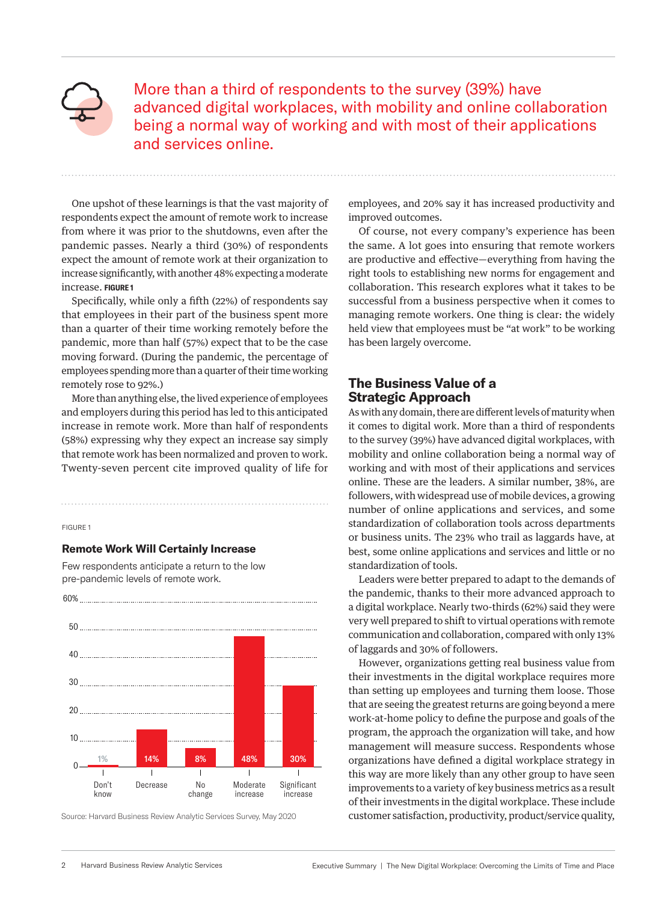> More than a third of respondents to the survey (39%) have advanced digital workplaces, with mobility and online collaboration being a normal way of working and with most of their applications and services online.

One upshot of these learnings is that the vast majority of respondents expect the amount of remote work to increase from where it was prior to the shutdowns, even after the pandemic passes. Nearly a third (30%) of respondents expect the amount of remote work at their organization to increase significantly, with another 48% expecting a moderate increase. **FIGURE 1**

Specifically, while only a fifth (22%) of respondents say that employees in their part of the business spent more than a quarter of their time working remotely before the pandemic, more than half (57%) expect that to be the case moving forward. (During the pandemic, the percentage of employees spending more than a quarter of their time working remotely rose to 92%.)

More than anything else, the lived experience of employees and employers during this period has led to this anticipated increase in remote work. More than half of respondents (58%) expressing why they expect an increase say simply that remote work has been normalized and proven to work. Twenty-seven percent cite improved quality of life for employees, and 20% say it has increased productivity and improved outcomes.

Of course, not every company's experience has been the same. A lot goes into ensuring that remote workers are productive and effective—everything from having the right tools to establishing new norms for engagement and collaboration. This research explores what it takes to be successful from a business perspective when it comes to managing remote workers. One thing is clear: the widely held view that employees must be "at work" to be working has been largely overcome.

FIGURE 1

### Remote Work Will Certainly Increase

Few respondents anticipate a return to the low pre-pandemic levels of remote work.

| Don't know | Decrease | No change | Moderate increase | Significant increase |
|---|---|---|---|---|
| 1% | 14% | 8% | 48% | 30% |

Source: Harvard Business Review Analytic Services Survey, May 2020

## The Business Value of a Strategic Approach

As with any domain, there are different levels of maturity when it comes to digital work. More than a third of respondents to the survey (39%) have advanced digital workplaces, with mobility and online collaboration being a normal way of working and with most of their applications and services online. These are the leaders. A similar number, 38%, are followers, with widespread use of mobile devices, a growing number of online applications and services, and some standardization of collaboration tools across departments or business units. The 23% who trail as laggards have, at best, some online applications and services and little or no standardization of tools.

Leaders were better prepared to adapt to the demands of the pandemic, thanks to their more advanced approach to a digital workplace. Nearly two-thirds (62%) said they were very well prepared to shift to virtual operations with remote communication and collaboration, compared with only 13% of laggards and 30% of followers.

However, organizations getting real business value from their investments in the digital workplace requires more than setting up employees and turning them loose. Those that are seeing the greatest returns are going beyond a mere work-at-home policy to define the purpose and goals of the program, the approach the organization will take, and how management will measure success. Respondents whose organizations have defined a digital workplace strategy in this way are more likely than any other group to have seen improvements to a variety of key business metrics as a result of their investments in the digital workplace. These include customer satisfaction, productivity, product/service quality,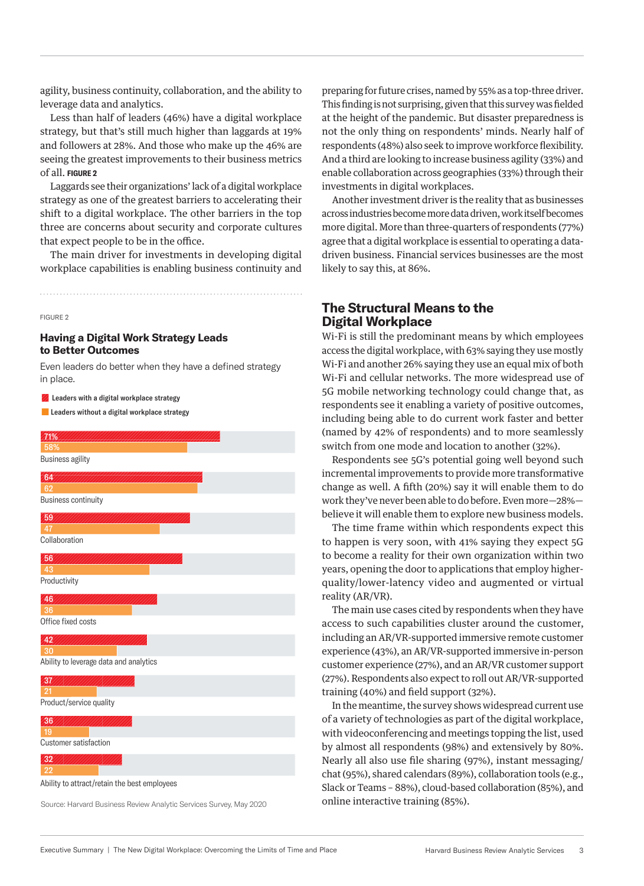agility, business continuity, collaboration, and the ability to leverage data and analytics.

Less than half of leaders (46%) have a digital workplace strategy, but that's still much higher than laggards at 19% and followers at 28%. And those who make up the 46% are seeing the greatest improvements to their business metrics of all. **FIGURE 2**

Laggards see their organizations' lack of a digital workplace strategy as one of the greatest barriers to accelerating their shift to a digital workplace. The other barriers in the top three are concerns about security and corporate cultures that expect people to be in the office.

The main driver for investments in developing digital workplace capabilities is enabling business continuity and preparing for future crises, named by 55% as a top-three driver. This finding is not surprising, given that this survey was fielded at the height of the pandemic. But disaster preparedness is not the only thing on respondents' minds. Nearly half of respondents (48%) also seek to improve workforce flexibility. And a third are looking to increase business agility (33%) and enable collaboration across geographies (33%) through their investments in digital workplaces.

Another investment driver is the reality that as businesses across industries become more data driven, work itself becomes more digital. More than three-quarters of respondents (77%) agree that a digital workplace is essential to operating a data-driven business. Financial services businesses are the most likely to say this, at 86%.

FIGURE 2

### Having a Digital Work Strategy Leads to Better Outcomes

Even leaders do better when they have a defined strategy in place.

| | Leaders with a digital workplace strategy | Leaders without a digital workplace strategy |
|---|---|---|
| Business agility | 71% | 58% |
| Business continuity | 64 | 62 |
| Collaboration | 59 | 47 |
| Productivity | 56 | 43 |
| Office fixed costs | 46 | 36 |
| Ability to leverage data and analytics | 42 | 30 |
| Product/service quality | 37 | 21 |
| Customer satisfaction | 36 | 19 |
| Ability to attract/retain the best employees | 32 | 22 |

Source: Harvard Business Review Analytic Services Survey, May 2020

## The Structural Means to the Digital Workplace

Wi-Fi is still the predominant means by which employees access the digital workplace, with 63% saying they use mostly Wi-Fi and another 26% saying they use an equal mix of both Wi-Fi and cellular networks. The more widespread use of 5G mobile networking technology could change that, as respondents see it enabling a variety of positive outcomes, including being able to do current work faster and better (named by 42% of respondents) and to more seamlessly switch from one mode and location to another (32%).

Respondents see 5G's potential going well beyond such incremental improvements to provide more transformative change as well. A fifth (20%) say it will enable them to do work they've never been able to do before. Even more—28%—believe it will enable them to explore new business models.

The time frame within which respondents expect this to happen is very soon, with 41% saying they expect 5G to become a reality for their own organization within two years, opening the door to applications that employ higher-quality/lower-latency video and augmented or virtual reality (AR/VR).

The main use cases cited by respondents when they have access to such capabilities cluster around the customer, including an AR/VR-supported immersive remote customer experience (43%), an AR/VR-supported immersive in-person customer experience (27%), and an AR/VR customer support (27%). Respondents also expect to roll out AR/VR-supported training (40%) and field support (32%).

In the meantime, the survey shows widespread current use of a variety of technologies as part of the digital workplace, with videoconferencing and meetings topping the list, used by almost all respondents (98%) and extensively by 80%. Nearly all also use file sharing (97%), instant messaging/chat (95%), shared calendars (89%), collaboration tools (e.g., Slack or Teams – 88%), cloud-based collaboration (85%), and online interactive training (85%).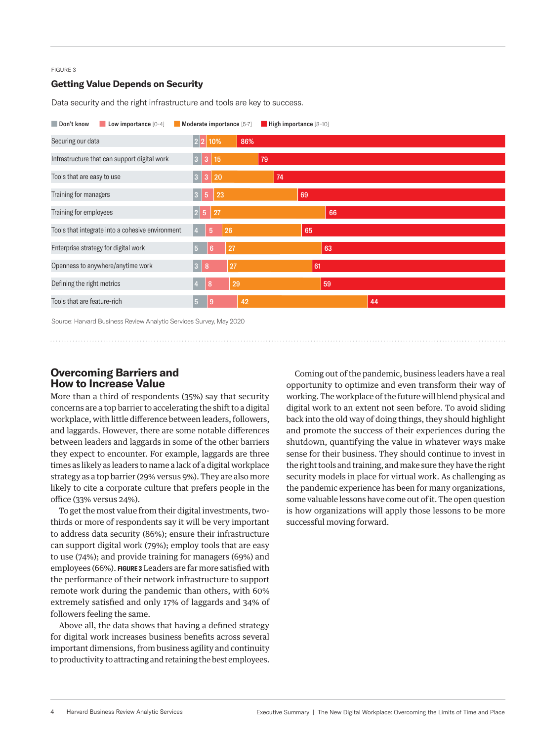FIGURE 3

### Getting Value Depends on Security

Data security and the right infrastructure and tools are key to success.

| | Don't know | Low importance [0-4] | Moderate importance [5-7] | High importance [8-10] |
|---|---|---|---|---|
| Securing our data | 2 | 2 | 10% | 86% |
| Infrastructure that can support digital work | 3 | 3 | 15 | 79 |
| Tools that are easy to use | 3 | 3 | 20 | 74 |
| Training for managers | 3 | 5 | 23 | 69 |
| Training for employees | 2 | 5 | 27 | 66 |
| Tools that integrate into a cohesive environment | 4 | 5 | 26 | 65 |
| Enterprise strategy for digital work | 5 | 6 | 27 | 63 |
| Openness to anywhere/anytime work | 3 | 8 | 27 | 61 |
| Defining the right metrics | 4 | 8 | 29 | 59 |
| Tools that are feature-rich | 5 | 9 | 42 | 44 |

Source: Harvard Business Review Analytic Services Survey, May 2020

## Overcoming Barriers and How to Increase Value

More than a third of respondents (35%) say that security concerns are a top barrier to accelerating the shift to a digital workplace, with little difference between leaders, followers, and laggards. However, there are some notable differences between leaders and laggards in some of the other barriers they expect to encounter. For example, laggards are three times as likely as leaders to name a lack of a digital workplace strategy as a top barrier (29% versus 9%). They are also more likely to cite a corporate culture that prefers people in the office (33% versus 24%).

To get the most value from their digital investments, two-thirds or more of respondents say it will be very important to address data security (86%); ensure their infrastructure can support digital work (79%); employ tools that are easy to use (74%); and provide training for managers (69%) and employees (66%). **FIGURE 3** Leaders are far more satisfied with the performance of their network infrastructure to support remote work during the pandemic than others, with 60% extremely satisfied and only 17% of laggards and 34% of followers feeling the same.

Above all, the data shows that having a defined strategy for digital work increases business benefits across several important dimensions, from business agility and continuity to productivity to attracting and retaining the best employees.

Coming out of the pandemic, business leaders have a real opportunity to optimize and even transform their way of working. The workplace of the future will blend physical and digital work to an extent not seen before. To avoid sliding back into the old way of doing things, they should highlight and promote the success of their experiences during the shutdown, quantifying the value in whatever ways make sense for their business. They should continue to invest in the right tools and training, and make sure they have the right security models in place for virtual work. As challenging as the pandemic experience has been for many organizations, some valuable lessons have come out of it. The open question is how organizations will apply those lessons to be more successful moving forward.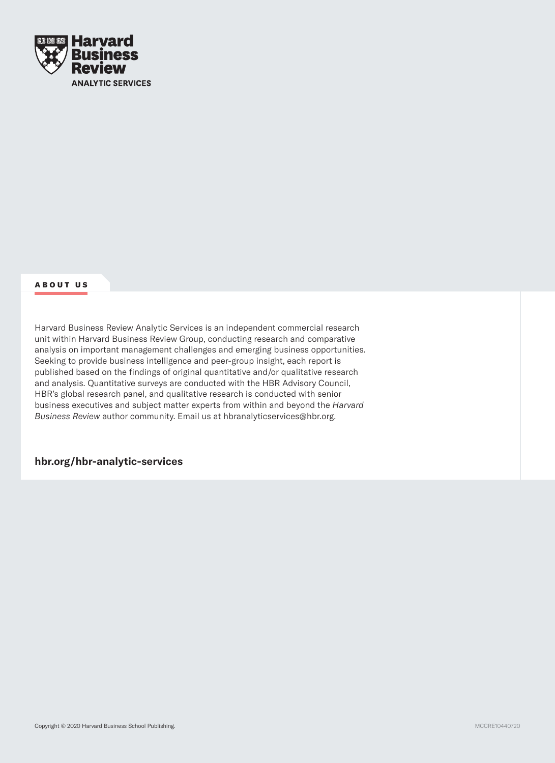**Harvard Business Review**
**ANALYTIC SERVICES**

## ABOUT US

Harvard Business Review Analytic Services is an independent commercial research unit within Harvard Business Review Group, conducting research and comparative analysis on important management challenges and emerging business opportunities. Seeking to provide business intelligence and peer-group insight, each report is published based on the findings of original quantitative and/or qualitative research and analysis. Quantitative surveys are conducted with the HBR Advisory Council, HBR's global research panel, and qualitative research is conducted with senior business executives and subject matter experts from within and beyond the *Harvard Business Review* author community. Email us at hbranalyticservices@hbr.org.

**hbr.org/hbr-analytic-services**

Copyright © 2020 Harvard Business School Publishing.

MCCRE10440720